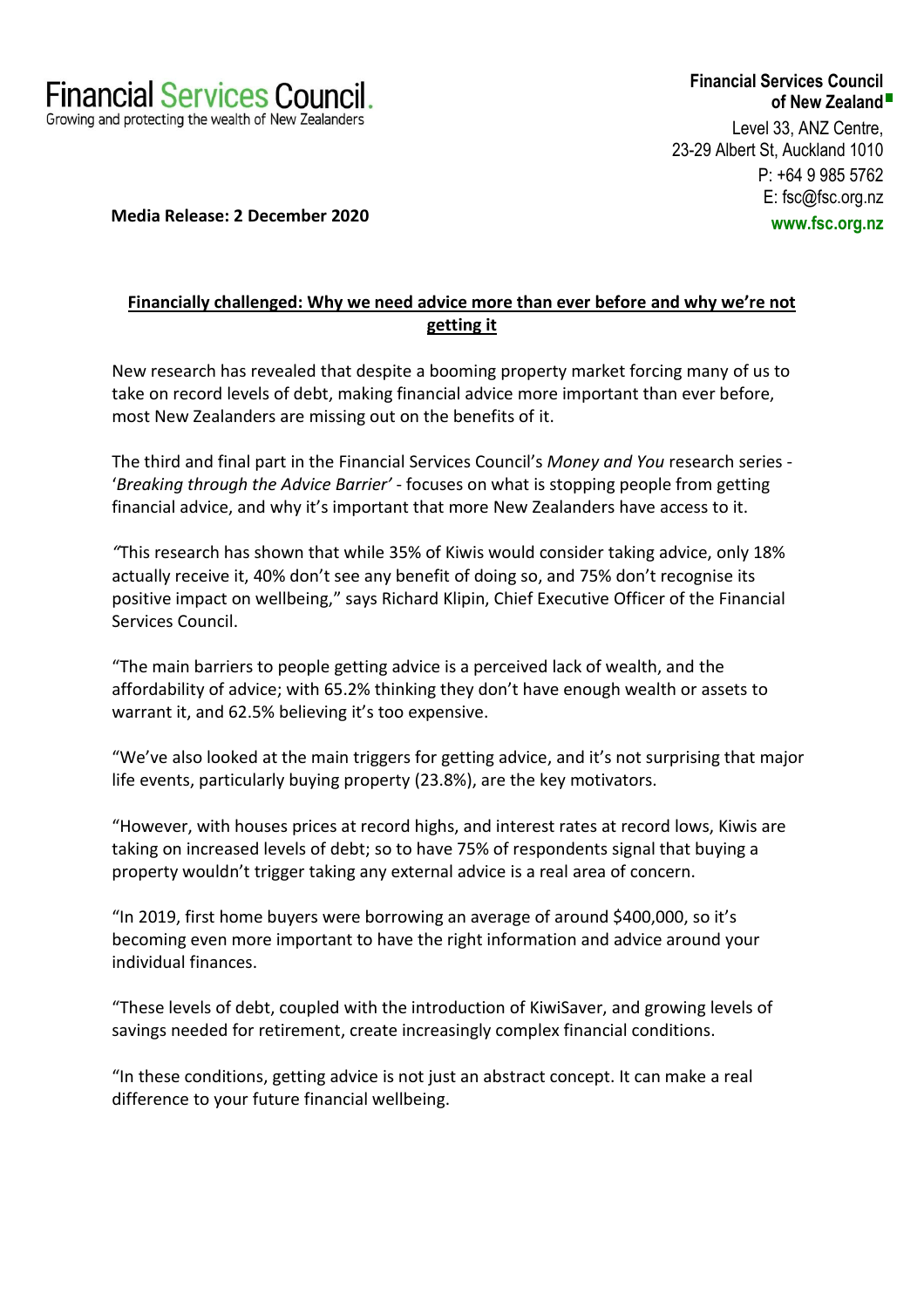# Financial Services Council.

Growing and protecting the wealth of New Zealanders

**Financial Services Council of New Zealand**

Level 33, ANZ Centre,
23-29 Albert St, Auckland 1010
P: +64 9 985 5762
E: fsc@fsc.org.nz
**www.fsc.org.nz**

**Media Release: 2 December 2020**

## Financially challenged: Why we need advice more than ever before and why we're not getting it

New research has revealed that despite a booming property market forcing many of us to take on record levels of debt, making financial advice more important than ever before, most New Zealanders are missing out on the benefits of it.

The third and final part in the Financial Services Council's *Money and You* research series - '*Breaking through the Advice Barrier'* - focuses on what is stopping people from getting financial advice, and why it's important that more New Zealanders have access to it.

*"*This research has shown that while 35% of Kiwis would consider taking advice, only 18% actually receive it, 40% don't see any benefit of doing so, and 75% don't recognise its positive impact on wellbeing," says Richard Klipin, Chief Executive Officer of the Financial Services Council.

"The main barriers to people getting advice is a perceived lack of wealth, and the affordability of advice; with 65.2% thinking they don't have enough wealth or assets to warrant it, and 62.5% believing it's too expensive.

"We've also looked at the main triggers for getting advice, and it's not surprising that major life events, particularly buying property (23.8%), are the key motivators.

"However, with houses prices at record highs, and interest rates at record lows, Kiwis are taking on increased levels of debt; so to have 75% of respondents signal that buying a property wouldn't trigger taking any external advice is a real area of concern.

"In 2019, first home buyers were borrowing an average of around $400,000, so it's becoming even more important to have the right information and advice around your individual finances.

"These levels of debt, coupled with the introduction of KiwiSaver, and growing levels of savings needed for retirement, create increasingly complex financial conditions.

"In these conditions, getting advice is not just an abstract concept. It can make a real difference to your future financial wellbeing.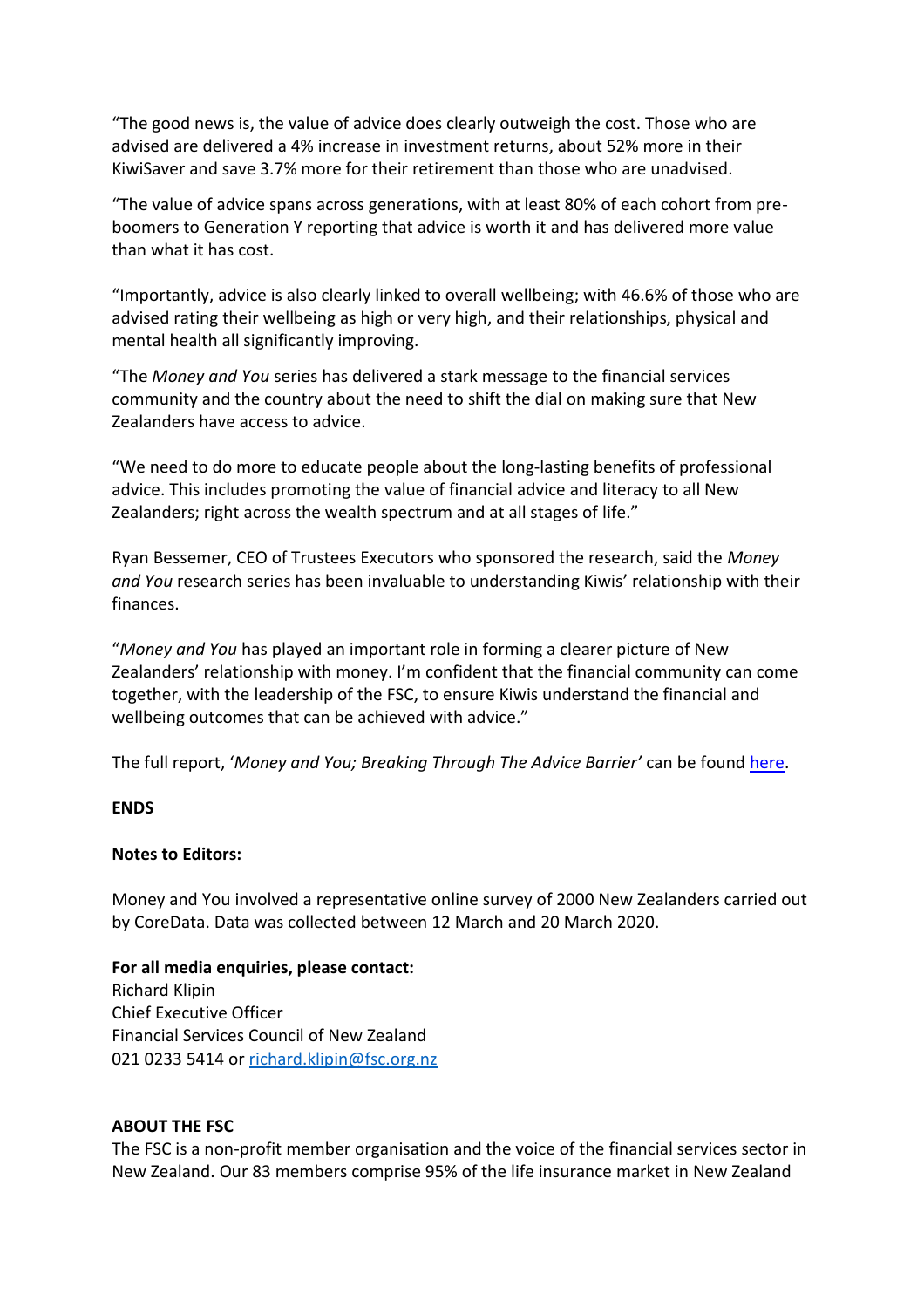"The good news is, the value of advice does clearly outweigh the cost. Those who are advised are delivered a 4% increase in investment returns, about 52% more in their KiwiSaver and save 3.7% more for their retirement than those who are unadvised.

"The value of advice spans across generations, with at least 80% of each cohort from pre-boomers to Generation Y reporting that advice is worth it and has delivered more value than what it has cost.

"Importantly, advice is also clearly linked to overall wellbeing; with 46.6% of those who are advised rating their wellbeing as high or very high, and their relationships, physical and mental health all significantly improving.

"The *Money and You* series has delivered a stark message to the financial services community and the country about the need to shift the dial on making sure that New Zealanders have access to advice.

"We need to do more to educate people about the long-lasting benefits of professional advice. This includes promoting the value of financial advice and literacy to all New Zealanders; right across the wealth spectrum and at all stages of life."

Ryan Bessemer, CEO of Trustees Executors who sponsored the research, said the *Money and You* research series has been invaluable to understanding Kiwis' relationship with their finances.

"*Money and You* has played an important role in forming a clearer picture of New Zealanders' relationship with money. I'm confident that the financial community can come together, with the leadership of the FSC, to ensure Kiwis understand the financial and wellbeing outcomes that can be achieved with advice."

The full report, '*Money and You; Breaking Through The Advice Barrier*' can be found here.

**ENDS**

**Notes to Editors:**

Money and You involved a representative online survey of 2000 New Zealanders carried out by CoreData. Data was collected between 12 March and 20 March 2020.

**For all media enquiries, please contact:**
Richard Klipin
Chief Executive Officer
Financial Services Council of New Zealand
021 0233 5414 or richard.klipin@fsc.org.nz

**ABOUT THE FSC**
The FSC is a non-profit member organisation and the voice of the financial services sector in New Zealand. Our 83 members comprise 95% of the life insurance market in New Zealand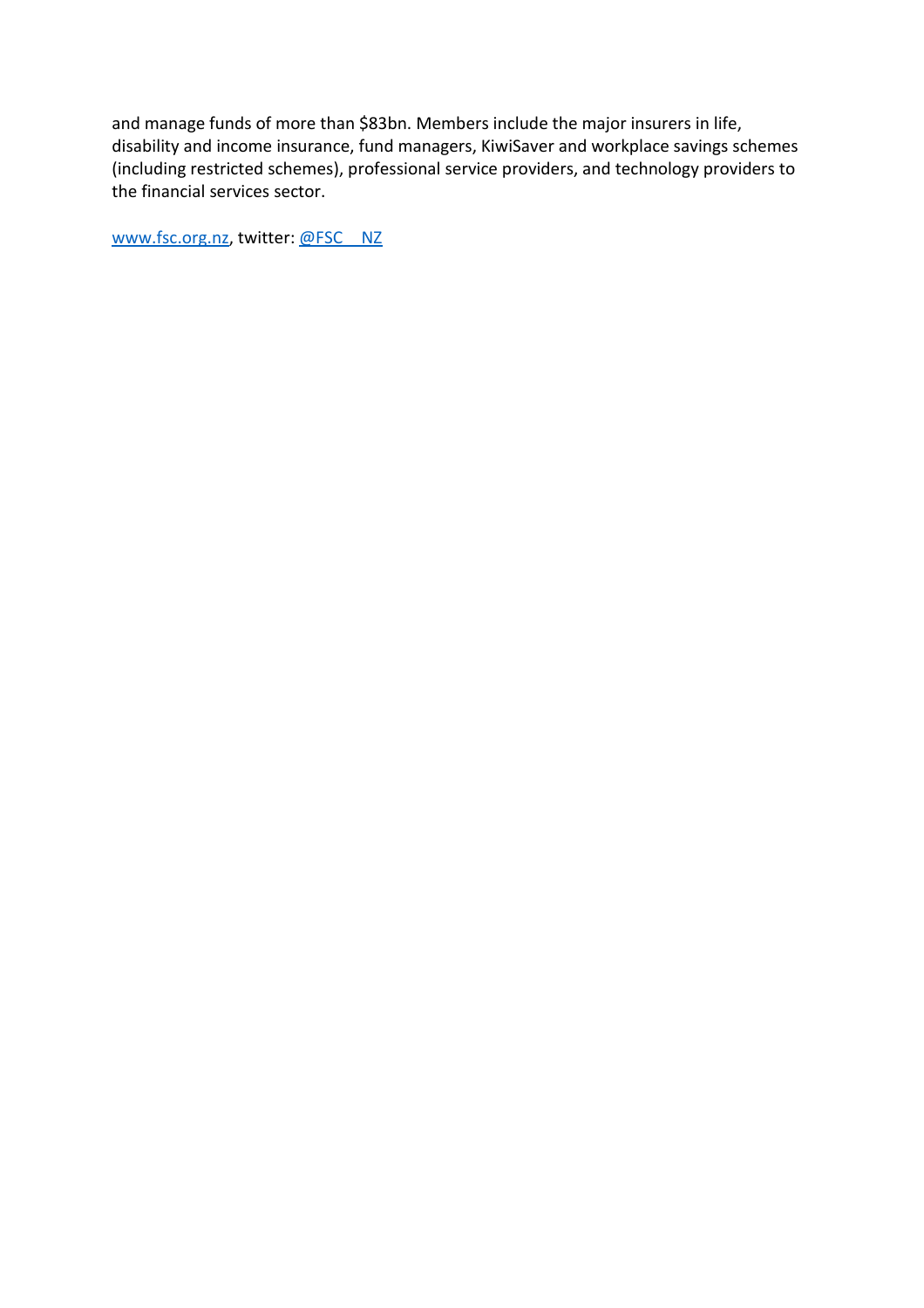and manage funds of more than $83bn. Members include the major insurers in life, disability and income insurance, fund managers, KiwiSaver and workplace savings schemes (including restricted schemes), professional service providers, and technology providers to the financial services sector.

www.fsc.org.nz, twitter: @FSC_NZ